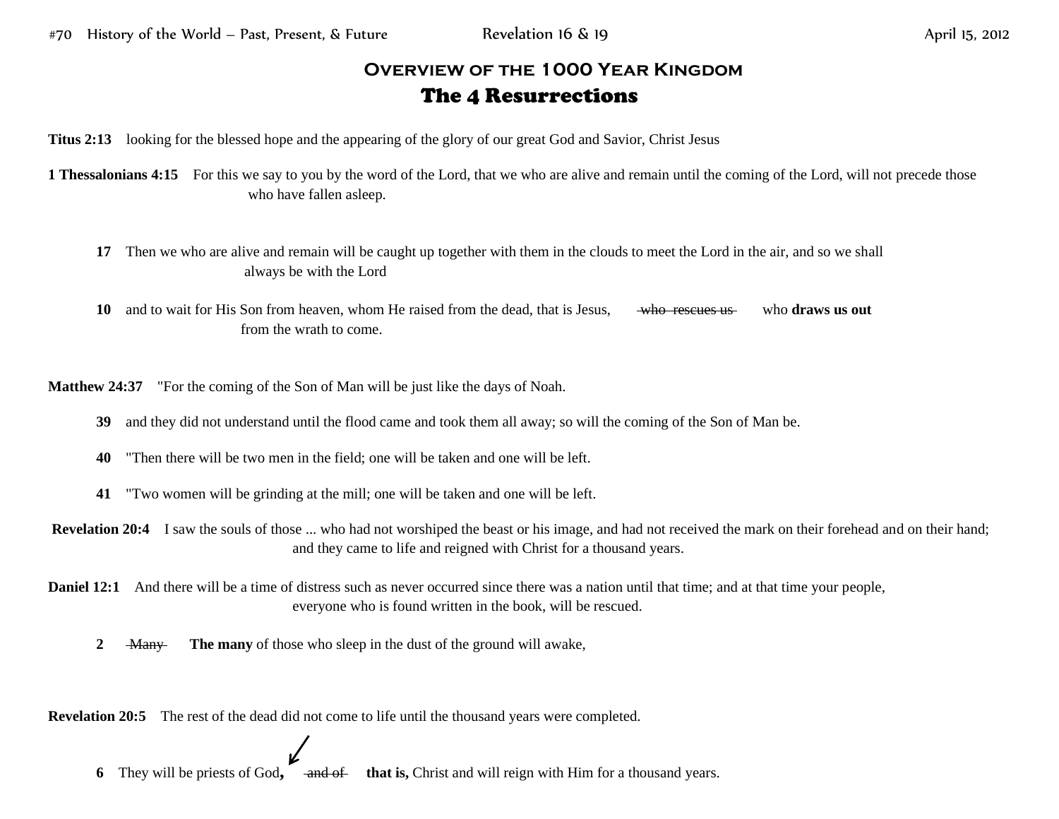## Overview of the 1000 Year Kingdom

# The 4 Resurrections

**Titus 2:13** looking for the blessed hope and the appearing of the glory of our great God and Savior, Christ Jesus

**1 Thessalonians 4:15** For this we say to you by the word of the Lord, that we who are alive and remain until the coming of the Lord, will not precede those who have fallen asleep.

**17** Then we who are alive and remain will be caught up together with them in the clouds to meet the Lord in the air, and so we shall always be with the Lord

**10** and to wait for His Son from heaven, whom He raised from the dead, that is Jesus, ~~who rescues us~~ who **draws us out** from the wrath to come.

**Matthew 24:37** "For the coming of the Son of Man will be just like the days of Noah.

**39** and they did not understand until the flood came and took them all away; so will the coming of the Son of Man be.

**40** "Then there will be two men in the field; one will be taken and one will be left.

**41** "Two women will be grinding at the mill; one will be taken and one will be left.

**Revelation 20:4** I saw the souls of those ... who had not worshiped the beast or his image, and had not received the mark on their forehead and on their hand; and they came to life and reigned with Christ for a thousand years.

**Daniel 12:1** And there will be a time of distress such as never occurred since there was a nation until that time; and at that time your people, everyone who is found written in the book, will be rescued.

**2** ~~Many~~ **The many** of those who sleep in the dust of the ground will awake,

**Revelation 20:5** The rest of the dead did not come to life until the thousand years were completed.

**6** They will be priests of God**,** ~~and of~~ **that is,** Christ and will reign with Him for a thousand years.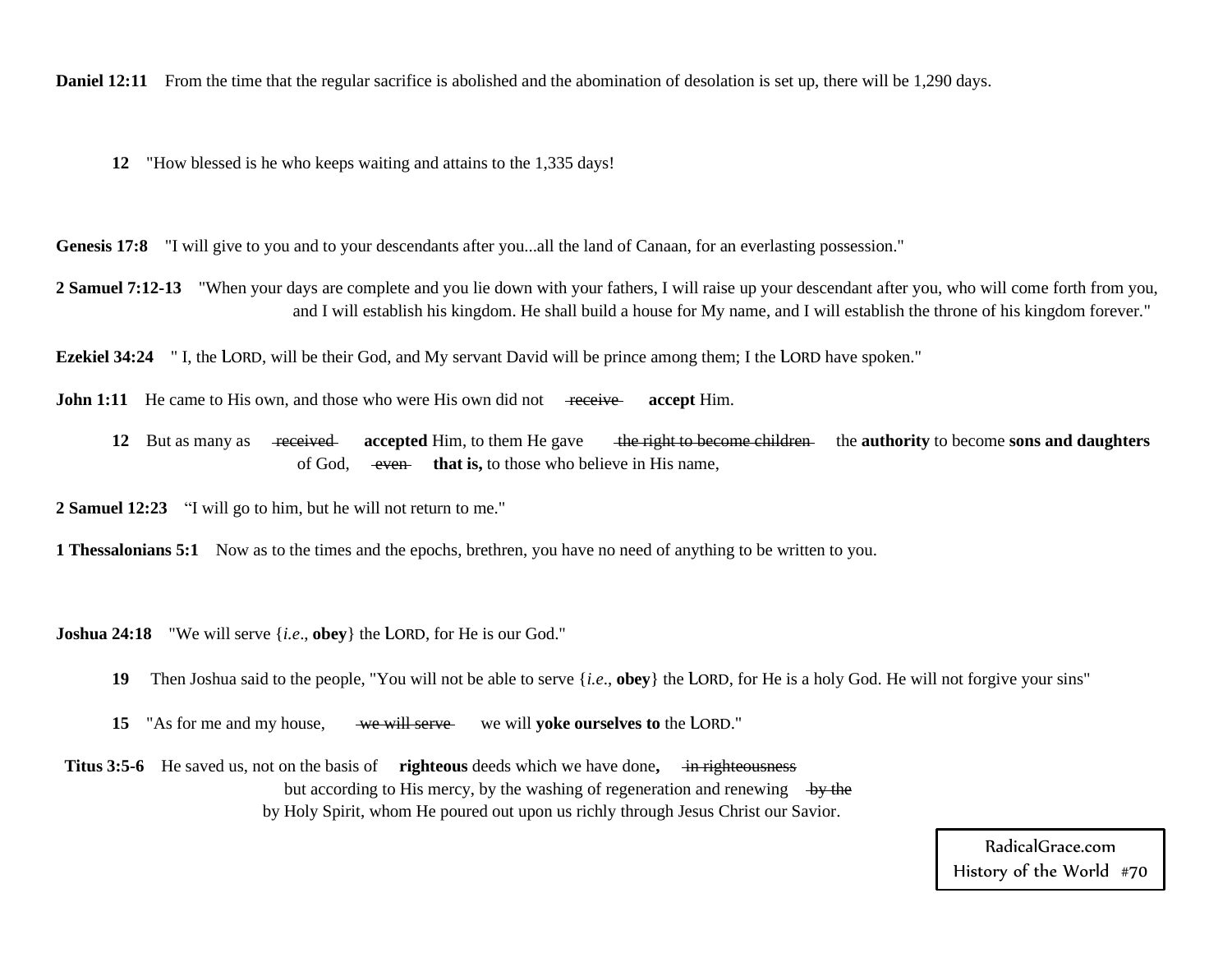**Daniel 12:11** From the time that the regular sacrifice is abolished and the abomination of desolation is set up, there will be 1,290 days.

**12** "How blessed is he who keeps waiting and attains to the 1,335 days!

**Genesis 17:8** "I will give to you and to your descendants after you...all the land of Canaan, for an everlasting possession."

**2 Samuel 7:12-13** "When your days are complete and you lie down with your fathers, I will raise up your descendant after you, who will come forth from you, and I will establish his kingdom. He shall build a house for My name, and I will establish the throne of his kingdom forever."

**Ezekiel 34:24** " I, the LORD, will be their God, and My servant David will be prince among them; I the LORD have spoken."

**John 1:11** He came to His own, and those who were His own did not ~~receive~~ **accept** Him.

**12** But as many as ~~received~~ **accepted** Him, to them He gave ~~the right to become children~~ the **authority** to become **sons and daughters** of God, ~~even~~ **that is,** to those who believe in His name,

**2 Samuel 12:23** "I will go to him, but he will not return to me."

**1 Thessalonians 5:1** Now as to the times and the epochs, brethren, you have no need of anything to be written to you.

**Joshua 24:18** "We will serve {*i.e.*, **obey**} the LORD, for He is our God."

**19** Then Joshua said to the people, "You will not be able to serve {*i.e.*, **obey**} the LORD, for He is a holy God. He will not forgive your sins"

**15** "As for me and my house, ~~we will serve~~ we will **yoke ourselves to** the LORD."

**Titus 3:5-6** He saved us, not on the basis of **righteous** deeds which we have done**,** ~~in righteousness~~ but according to His mercy, by the washing of regeneration and renewing ~~by the~~ by Holy Spirit, whom He poured out upon us richly through Jesus Christ our Savior.

RadicalGrace.com
History of the World #70